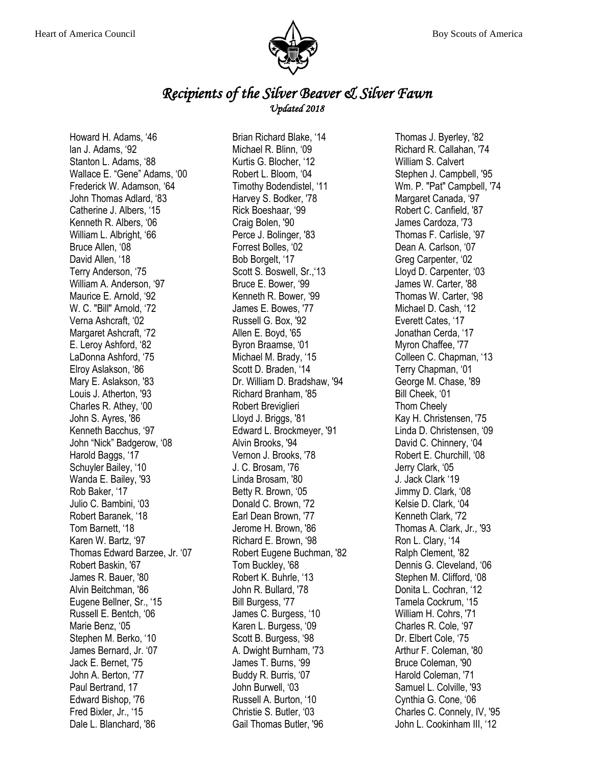Heart of America Council — Boy Scouts of America

# *Recipients of the Silver Beaver & Silver Fawn*

*Updated 2018*

Howard H. Adams, '46
Ian J. Adams, '92
Stanton L. Adams, '88
Wallace E. "Gene" Adams, '00
Frederick W. Adamson, '64
John Thomas Adlard, '83
Catherine J. Albers, '15
Kenneth R. Albers, '06
William L. Albright, '66
Bruce Allen, '08
David Allen, '18
Terry Anderson, '75
William A. Anderson, '97
Maurice E. Arnold, '92
W. C. "Bill" Arnold, '72
Verna Ashcraft, '02
Margaret Ashcraft, '72
E. Leroy Ashford, '82
LaDonna Ashford, '75
Elroy Aslakson, '86
Mary E. Aslakson, '83
Louis J. Atherton, '93
Charles R. Athey, '00
John S. Ayres, '86
Kenneth Bacchus, '97
John "Nick" Badgerow, '08
Harold Baggs, '17
Schuyler Bailey, '10
Wanda E. Bailey, '93
Rob Baker, '17
Julio C. Bambini, '03
Robert Baranek, '18
Tom Barnett, '18
Karen W. Bartz, '97
Thomas Edward Barzee, Jr. '07
Robert Baskin, '67
James R. Bauer, '80
Alvin Beitchman, '86
Eugene Bellner, Sr., '15
Russell E. Bentch, '06
Marie Benz, '05
Stephen M. Berko, '10
James Bernard, Jr. '07
Jack E. Bernet, '75
John A. Berton, '77
Paul Bertrand, 17
Edward Bishop, '76
Fred Bixler, Jr., '15
Dale L. Blanchard, '86
Brian Richard Blake, '14
Michael R. Blinn, '09
Kurtis G. Blocher, '12
Robert L. Bloom, '04
Timothy Bodendistel, '11
Harvey S. Bodker, '78
Rick Boeshaar, '99
Craig Bolen, '90
Perce J. Bolinger, '83
Forrest Bolles, '02
Bob Borgelt, '17
Scott S. Boswell, Sr.,'13
Bruce E. Bower, '99
Kenneth R. Bower, '99
James E. Bowes, '77
Russell G. Box, '92
Allen E. Boyd, '65
Byron Braamse, '01
Michael M. Brady, '15
Scott D. Braden, '14
Dr. William D. Bradshaw, '94
Richard Branham, '85
Robert Breviglieri
Lloyd J. Briggs, '81
Edward L. Brockmeyer, '91
Alvin Brooks, '94
Vernon J. Brooks, '78
J. C. Brosam, '76
Linda Brosam, '80
Betty R. Brown, '05
Donald C. Brown, '72
Earl Dean Brown, '77
Jerome H. Brown, '86
Richard E. Brown, '98
Robert Eugene Buchman, '82
Tom Buckley, '68
Robert K. Buhrle, '13
John R. Bullard, '78
Bill Burgess, '77
James C. Burgess, '10
Karen L. Burgess, '09
Scott B. Burgess, '98
A. Dwight Burnham, '73
James T. Burns, '99
Buddy R. Burris, '07
John Burwell, '03
Russell A. Burton, '10
Christie S. Butler, '03
Gail Thomas Butler, '96
Thomas J. Byerley, '82
Richard R. Callahan, '74
William S. Calvert
Stephen J. Campbell, '95
Wm. P. "Pat" Campbell, '74
Margaret Canada, '97
Robert C. Canfield, '87
James Cardoza, '73
Thomas F. Carlisle, '97
Dean A. Carlson, '07
Greg Carpenter, '02
Lloyd D. Carpenter, '03
James W. Carter, '88
Thomas W. Carter, '98
Michael D. Cash, '12
Everett Cates, '17
Jonathan Cerda, '17
Myron Chaffee, '77
Colleen C. Chapman, '13
Terry Chapman, '01
George M. Chase, '89
Bill Cheek, '01
Thom Cheely
Kay H. Christensen, '75
Linda D. Christensen, '09
David C. Chinnery, '04
Robert E. Churchill, '08
Jerry Clark, '05
J. Jack Clark '19
Jimmy D. Clark, '08
Kelsie D. Clark, '04
Kenneth Clark, '72
Thomas A. Clark, Jr., '93
Ron L. Clary, '14
Ralph Clement, '82
Dennis G. Cleveland, '06
Stephen M. Clifford, '08
Donita L. Cochran, '12
Tamela Cockrum, '15
William H. Cohrs, '71
Charles R. Cole, '97
Dr. Elbert Cole, '75
Arthur F. Coleman, '80
Bruce Coleman, '90
Harold Coleman, '71
Samuel L. Colville, '93
Cynthia G. Cone, '06
Charles C. Connely, IV, '95
John L. Cookinham III, '12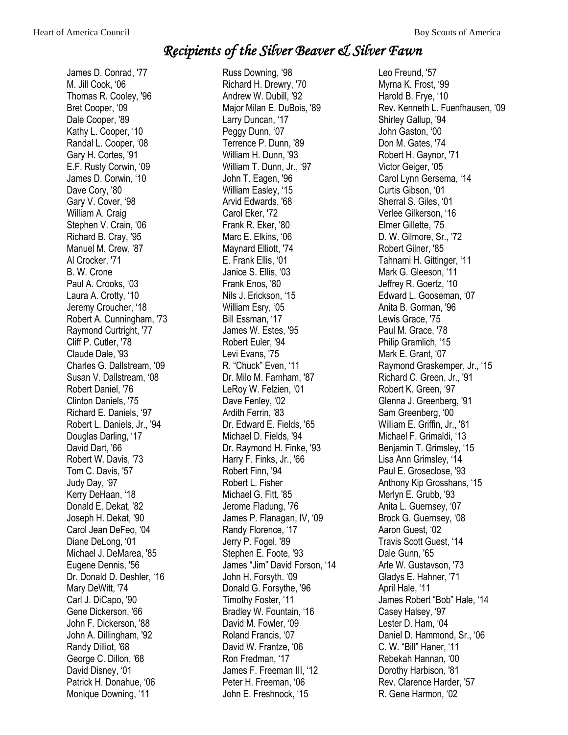# *Recipients of the Silver Beaver & Silver Fawn*

James D. Conrad, '77
M. Jill Cook, '06
Thomas R. Cooley, '96
Bret Cooper, '09
Dale Cooper, '89
Kathy L. Cooper, '10
Randal L. Cooper, '08
Gary H. Cortes, '91
E.F. Rusty Corwin, '09
James D. Corwin, '10
Dave Cory, '80
Gary V. Cover, '98
William A. Craig
Stephen V. Crain, '06
Richard B. Cray, '95
Manuel M. Crew, '87
Al Crocker, '71
B. W. Crone
Paul A. Crooks, '03
Laura A. Crotty, '10
Jeremy Croucher, '18
Robert A. Cunningham, '73
Raymond Curtright, '77
Cliff P. Cutler, '78
Claude Dale, '93
Charles G. Dallstream, '09
Susan V. Dallstream, '08
Robert Daniel, '76
Clinton Daniels, '75
Richard E. Daniels, '97
Robert L. Daniels, Jr., '94
Douglas Darling, '17
David Dart, '66
Robert W. Davis, '73
Tom C. Davis, '57
Judy Day, '97
Kerry DeHaan, '18
Donald E. Dekat, '82
Joseph H. Dekat, '90
Carol Jean DeFeo, '04
Diane DeLong, '01
Michael J. DeMarea, '85
Eugene Dennis, '56
Dr. Donald D. Deshler, '16
Mary DeWitt, '74
Carl J. DiCapo, '90
Gene Dickerson, '66
John F. Dickerson, '88
John A. Dillingham, '92
Randy Dilliot, '68
George C. Dillon, '68
David Disney, '01
Patrick H. Donahue, '06
Monique Downing, '11
Russ Downing, '98
Richard H. Drewry, '70
Andrew W. Dubill, '92
Major Milan E. DuBois, '89
Larry Duncan, '17
Peggy Dunn, '07
Terrence P. Dunn, '89
William H. Dunn, '93
William T. Dunn, Jr., '97
John T. Eagen, '96
William Easley, '15
Arvid Edwards, '68
Carol Eker, '72
Frank R. Eker, '80
Marc E. Elkins, '06
Maynard Elliott, '74
E. Frank Ellis, '01
Janice S. Ellis, '03
Frank Enos, '80
Nils J. Erickson, '15
William Esry, '05
Bill Essman, '17
James W. Estes, '95
Robert Euler, '94
Levi Evans, '75
R. "Chuck" Even, '11
Dr. Milo M. Farnham, '87
LeRoy W. Felzien, '01
Dave Fenley, '02
Ardith Ferrin, '83
Dr. Edward E. Fields, '65
Michael D. Fields, '94
Dr. Raymond H. Finke, '93
Harry F. Finks, Jr., '66
Robert Finn, '94
Robert L. Fisher
Michael G. Fitt, '85
Jerome Fladung, '76
James P. Flanagan, IV, '09
Randy Florence, '17
Jerry P. Fogel, '89
Stephen E. Foote, '93
James "Jim" David Forson, '14
John H. Forsyth. '09
Donald G. Forsythe, '96
Timothy Foster, '11
Bradley W. Fountain, '16
David M. Fowler, '09
Roland Francis, '07
David W. Frantze, '06
Ron Fredman, '17
James F. Freeman III, '12
Peter H. Freeman, '06
John E. Freshnock, '15
Leo Freund, '57
Myrna K. Frost, '99
Harold B. Frye, '10
Rev. Kenneth L. Fuenfhausen, '09
Shirley Gallup, '94
John Gaston, '00
Don M. Gates, '74
Robert H. Gaynor, '71
Victor Geiger, '05
Carol Lynn Gersema, '14
Curtis Gibson, '01
Sherral S. Giles, '01
Verlee Gilkerson, '16
Elmer Gillette, '75
D. W. Gilmore, Sr., '72
Robert Gilner, '85
Tahnami H. Gittinger, '11
Mark G. Gleeson, '11
Jeffrey R. Goertz, '10
Edward L. Gooseman, '07
Anita B. Gorman, '96
Lewis Grace, '75
Paul M. Grace, '78
Philip Gramlich, '15
Mark E. Grant, '07
Raymond Graskemper, Jr., '15
Richard C. Green, Jr., '91
Robert K. Green, '97
Glenna J. Greenberg, '91
Sam Greenberg, '00
William E. Griffin, Jr., '81
Michael F. Grimaldi, '13
Benjamin T. Grimsley, '15
Lisa Ann Grimsley, '14
Paul E. Groseclose, '93
Anthony Kip Grosshans, '15
Merlyn E. Grubb, '93
Anita L. Guernsey, '07
Brock G. Guernsey, '08
Aaron Guest, '02
Travis Scott Guest, '14
Dale Gunn, '65
Arle W. Gustavson, '73
Gladys E. Hahner, '71
April Hale, '11
James Robert "Bob" Hale, '14
Casey Halsey, '97
Lester D. Ham, '04
Daniel D. Hammond, Sr., '06
C. W. "Bill" Haner, '11
Rebekah Hannan, '00
Dorothy Harbison, '81
Rev. Clarence Harder, '57
R. Gene Harmon, '02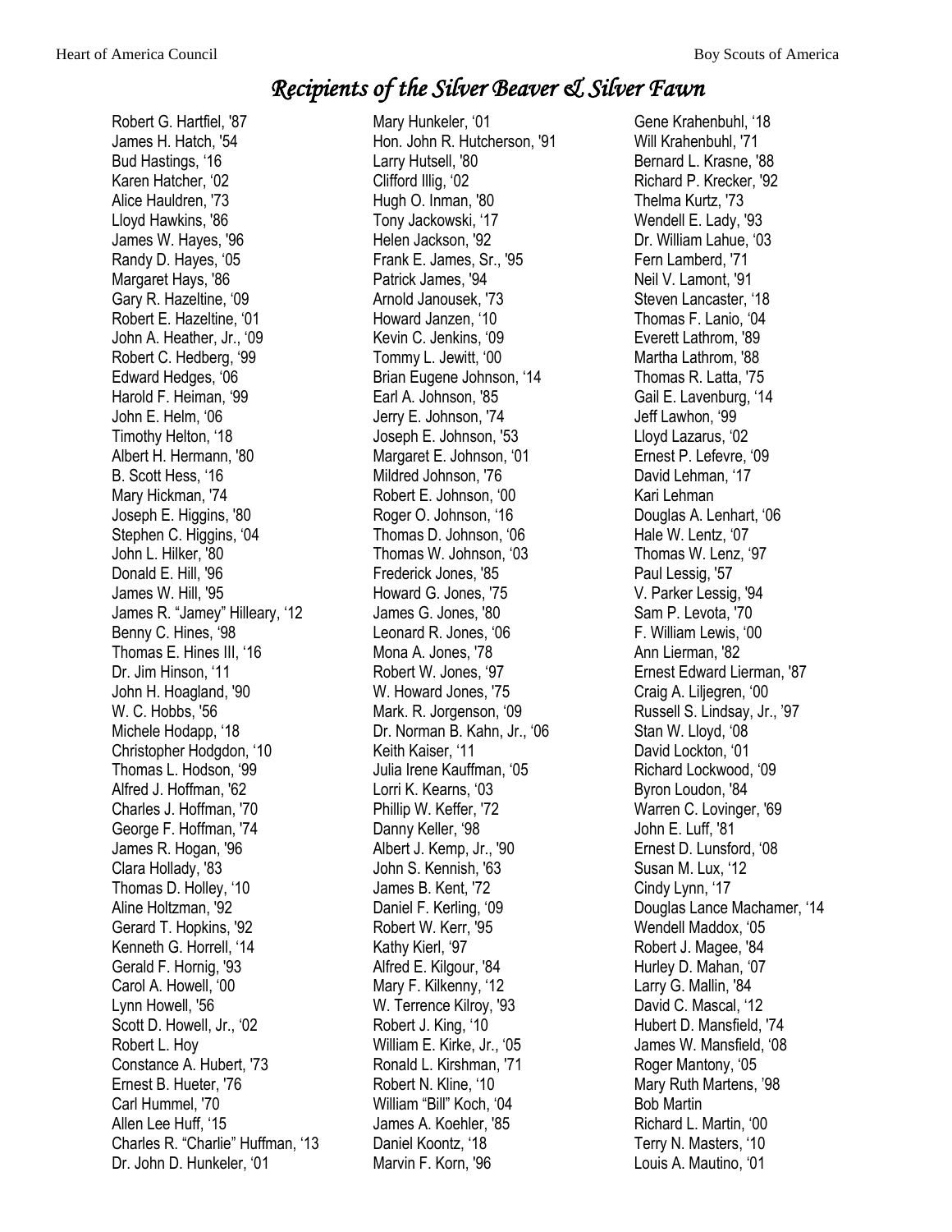# *Recipients of the Silver Beaver & Silver Fawn*

Robert G. Hartfiel, '87
James H. Hatch, '54
Bud Hastings, '16
Karen Hatcher, '02
Alice Hauldren, '73
Lloyd Hawkins, '86
James W. Hayes, '96
Randy D. Hayes, '05
Margaret Hays, '86
Gary R. Hazeltine, '09
Robert E. Hazeltine, '01
John A. Heather, Jr., '09
Robert C. Hedberg, '99
Edward Hedges, '06
Harold F. Heiman, '99
John E. Helm, '06
Timothy Helton, '18
Albert H. Hermann, '80
B. Scott Hess, '16
Mary Hickman, '74
Joseph E. Higgins, '80
Stephen C. Higgins, '04
John L. Hilker, '80
Donald E. Hill, '96
James W. Hill, '95
James R. "Jamey" Hilleary, '12
Benny C. Hines, '98
Thomas E. Hines III, '16
Dr. Jim Hinson, '11
John H. Hoagland, '90
W. C. Hobbs, '56
Michele Hodapp, '18
Christopher Hodgdon, '10
Thomas L. Hodson, '99
Alfred J. Hoffman, '62
Charles J. Hoffman, '70
George F. Hoffman, '74
James R. Hogan, '96
Clara Hollady, '83
Thomas D. Holley, '10
Aline Holtzman, '92
Gerard T. Hopkins, '92
Kenneth G. Horrell, '14
Gerald F. Hornig, '93
Carol A. Howell, '00
Lynn Howell, '56
Scott D. Howell, Jr., '02
Robert L. Hoy
Constance A. Hubert, '73
Ernest B. Hueter, '76
Carl Hummel, '70
Allen Lee Huff, '15
Charles R. "Charlie" Huffman, '13
Dr. John D. Hunkeler, '01
Mary Hunkeler, '01
Hon. John R. Hutcherson, '91
Larry Hutsell, '80
Clifford Illig, '02
Hugh O. Inman, '80
Tony Jackowski, '17
Helen Jackson, '92
Frank E. James, Sr., '95
Patrick James, '94
Arnold Janousek, '73
Howard Janzen, '10
Kevin C. Jenkins, '09
Tommy L. Jewitt, '00
Brian Eugene Johnson, '14
Earl A. Johnson, '85
Jerry E. Johnson, '74
Joseph E. Johnson, '53
Margaret E. Johnson, '01
Mildred Johnson, '76
Robert E. Johnson, '00
Roger O. Johnson, '16
Thomas D. Johnson, '06
Thomas W. Johnson, '03
Frederick Jones, '85
Howard G. Jones, '75
James G. Jones, '80
Leonard R. Jones, '06
Mona A. Jones, '78
Robert W. Jones, '97
W. Howard Jones, '75
Mark. R. Jorgenson, '09
Dr. Norman B. Kahn, Jr., '06
Keith Kaiser, '11
Julia Irene Kauffman, '05
Lorri K. Kearns, '03
Phillip W. Keffer, '72
Danny Keller, '98
Albert J. Kemp, Jr., '90
John S. Kennish, '63
James B. Kent, '72
Daniel F. Kerling, '09
Robert W. Kerr, '95
Kathy Kierl, '97
Alfred E. Kilgour, '84
Mary F. Kilkenny, '12
W. Terrence Kilroy, '93
Robert J. King, '10
William E. Kirke, Jr., '05
Ronald L. Kirshman, '71
Robert N. Kline, '10
William "Bill" Koch, '04
James A. Koehler, '85
Daniel Koontz, '18
Marvin F. Korn, '96
Gene Krahenbuhl, '18
Will Krahenbuhl, '71
Bernard L. Krasne, '88
Richard P. Krecker, '92
Thelma Kurtz, '73
Wendell E. Lady, '93
Dr. William Lahue, '03
Fern Lamberd, '71
Neil V. Lamont, '91
Steven Lancaster, '18
Thomas F. Lanio, '04
Everett Lathrom, '89
Martha Lathrom, '88
Thomas R. Latta, '75
Gail E. Lavenburg, '14
Jeff Lawhon, '99
Lloyd Lazarus, '02
Ernest P. Lefevre, '09
David Lehman, '17
Kari Lehman
Douglas A. Lenhart, '06
Hale W. Lentz, '07
Thomas W. Lenz, '97
Paul Lessig, '57
V. Parker Lessig, '94
Sam P. Levota, '70
F. William Lewis, '00
Ann Lierman, '82
Ernest Edward Lierman, '87
Craig A. Liljegren, '00
Russell S. Lindsay, Jr., '97
Stan W. Lloyd, '08
David Lockton, '01
Richard Lockwood, '09
Byron Loudon, '84
Warren C. Lovinger, '69
John E. Luff, '81
Ernest D. Lunsford, '08
Susan M. Lux, '12
Cindy Lynn, '17
Douglas Lance Machamer, '14
Wendell Maddox, '05
Robert J. Magee, '84
Hurley D. Mahan, '07
Larry G. Mallin, '84
David C. Mascal, '12
Hubert D. Mansfield, '74
James W. Mansfield, '08
Roger Mantony, '05
Mary Ruth Martens, '98
Bob Martin
Richard L. Martin, '00
Terry N. Masters, '10
Louis A. Mautino, '01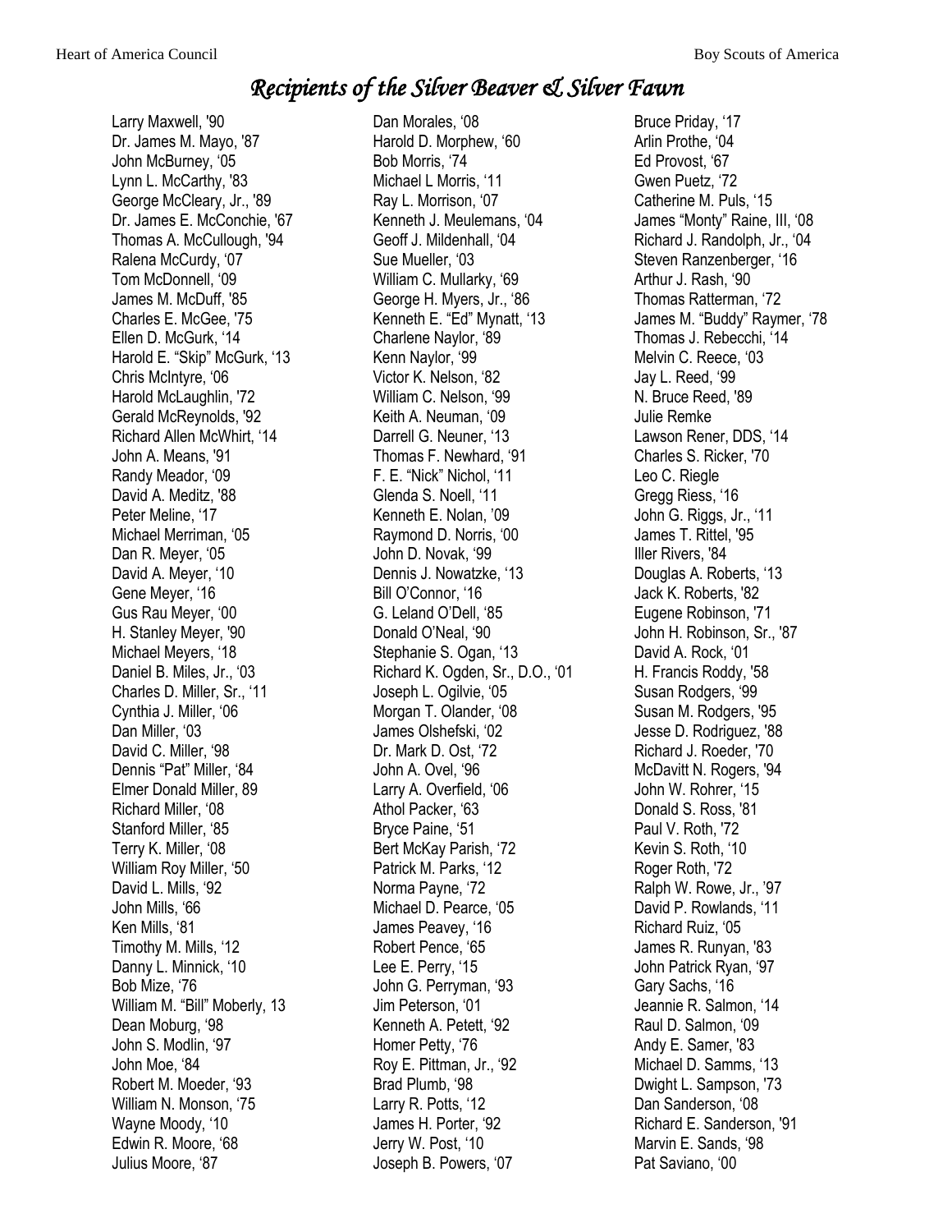# *Recipients of the Silver Beaver & Silver Fawn*

Larry Maxwell, '90
Dr. James M. Mayo, '87
John McBurney, '05
Lynn L. McCarthy, '83
George McCleary, Jr., '89
Dr. James E. McConchie, '67
Thomas A. McCullough, '94
Ralena McCurdy, '07
Tom McDonnell, '09
James M. McDuff, '85
Charles E. McGee, '75
Ellen D. McGurk, '14
Harold E. "Skip" McGurk, '13
Chris McIntyre, '06
Harold McLaughlin, '72
Gerald McReynolds, '92
Richard Allen McWhirt, '14
John A. Means, '91
Randy Meador, '09
David A. Meditz, '88
Peter Meline, '17
Michael Merriman, '05
Dan R. Meyer, '05
David A. Meyer, '10
Gene Meyer, '16
Gus Rau Meyer, '00
H. Stanley Meyer, '90
Michael Meyers, '18
Daniel B. Miles, Jr., '03
Charles D. Miller, Sr., '11
Cynthia J. Miller, '06
Dan Miller, '03
David C. Miller, '98
Dennis "Pat" Miller, '84
Elmer Donald Miller, 89
Richard Miller, '08
Stanford Miller, '85
Terry K. Miller, '08
William Roy Miller, '50
David L. Mills, '92
John Mills, '66
Ken Mills, '81
Timothy M. Mills, '12
Danny L. Minnick, '10
Bob Mize, '76
William M. "Bill" Moberly, 13
Dean Moburg, '98
John S. Modlin, '97
John Moe, '84
Robert M. Moeder, '93
William N. Monson, '75
Wayne Moody, '10
Edwin R. Moore, '68
Julius Moore, '87
Dan Morales, '08
Harold D. Morphew, '60
Bob Morris, '74
Michael L Morris, '11
Ray L. Morrison, '07
Kenneth J. Meulemans, '04
Geoff J. Mildenhall, '04
Sue Mueller, '03
William C. Mullarky, '69
George H. Myers, Jr., '86
Kenneth E. "Ed" Mynatt, '13
Charlene Naylor, '89
Kenn Naylor, '99
Victor K. Nelson, '82
William C. Nelson, '99
Keith A. Neuman, '09
Darrell G. Neuner, '13
Thomas F. Newhard, '91
F. E. "Nick" Nichol, '11
Glenda S. Noell, '11
Kenneth E. Nolan, '09
Raymond D. Norris, '00
John D. Novak, '99
Dennis J. Nowatzke, '13
Bill O'Connor, '16
G. Leland O'Dell, '85
Donald O'Neal, '90
Stephanie S. Ogan, '13
Richard K. Ogden, Sr., D.O., '01
Joseph L. Ogilvie, '05
Morgan T. Olander, '08
James Olshefski, '02
Dr. Mark D. Ost, '72
John A. Ovel, '96
Larry A. Overfield, '06
Athol Packer, '63
Bryce Paine, '51
Bert McKay Parish, '72
Patrick M. Parks, '12
Norma Payne, '72
Michael D. Pearce, '05
James Peavey, '16
Robert Pence, '65
Lee E. Perry, '15
John G. Perryman, '93
Jim Peterson, '01
Kenneth A. Petett, '92
Homer Petty, '76
Roy E. Pittman, Jr., '92
Brad Plumb, '98
Larry R. Potts, '12
James H. Porter, '92
Jerry W. Post, '10
Joseph B. Powers, '07
Bruce Priday, '17
Arlin Prothe, '04
Ed Provost, '67
Gwen Puetz, '72
Catherine M. Puls, '15
James "Monty" Raine, III, '08
Richard J. Randolph, Jr., '04
Steven Ranzenberger, '16
Arthur J. Rash, '90
Thomas Ratterman, '72
James M. "Buddy" Raymer, '78
Thomas J. Rebecchi, '14
Melvin C. Reece, '03
Jay L. Reed, '99
N. Bruce Reed, '89
Julie Remke
Lawson Rener, DDS, '14
Charles S. Ricker, '70
Leo C. Riegle
Gregg Riess, '16
John G. Riggs, Jr., '11
James T. Rittel, '95
Iller Rivers, '84
Douglas A. Roberts, '13
Jack K. Roberts, '82
Eugene Robinson, '71
John H. Robinson, Sr., '87
David A. Rock, '01
H. Francis Roddy, '58
Susan Rodgers, '99
Susan M. Rodgers, '95
Jesse D. Rodriguez, '88
Richard J. Roeder, '70
McDavitt N. Rogers, '94
John W. Rohrer, '15
Donald S. Ross, '81
Paul V. Roth, '72
Kevin S. Roth, '10
Roger Roth, '72
Ralph W. Rowe, Jr., '97
David P. Rowlands, '11
Richard Ruiz, '05
James R. Runyan, '83
John Patrick Ryan, '97
Gary Sachs, '16
Jeannie R. Salmon, '14
Raul D. Salmon, '09
Andy E. Samer, '83
Michael D. Samms, '13
Dwight L. Sampson, '73
Dan Sanderson, '08
Richard E. Sanderson, '91
Marvin E. Sands, '98
Pat Saviano, '00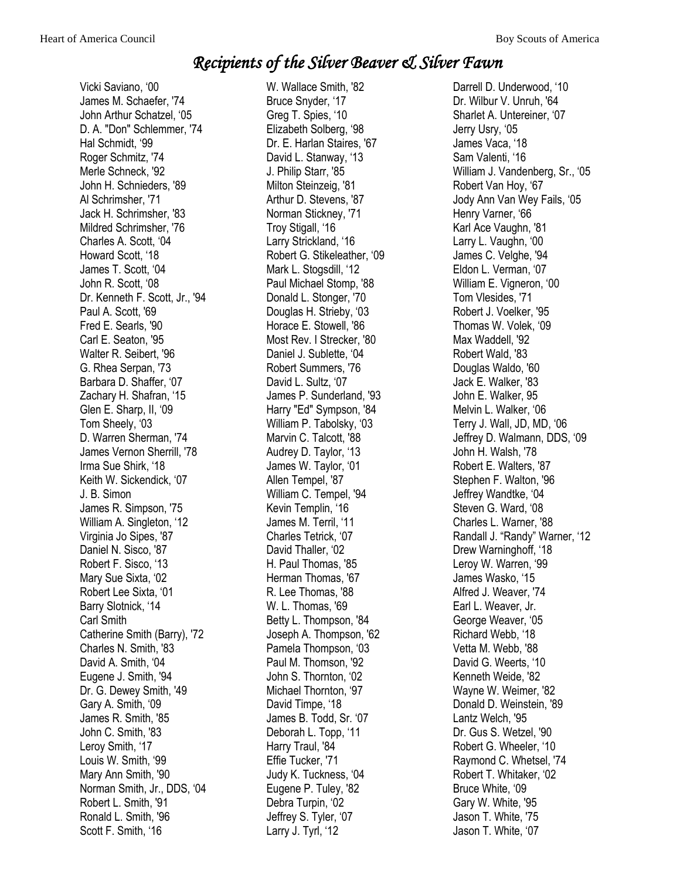# Recipients of the Silver Beaver & Silver Fawn

Vicki Saviano, ‘00
James M. Schaefer, '74
John Arthur Schatzel, ‘05
D. A. "Don" Schlemmer, '74
Hal Schmidt, ‘99
Roger Schmitz, '74
Merle Schneck, '92
John H. Schnieders, '89
Al Schrimsher, '71
Jack H. Schrimsher, '83
Mildred Schrimsher, '76
Charles A. Scott, ‘04
Howard Scott, ‘18
James T. Scott, ‘04
John R. Scott, ‘08
Dr. Kenneth F. Scott, Jr., '94
Paul A. Scott, '69
Fred E. Searls, '90
Carl E. Seaton, '95
Walter R. Seibert, '96
G. Rhea Serpan, '73
Barbara D. Shaffer, ‘07
Zachary H. Shafran, ‘15
Glen E. Sharp, II, ‘09
Tom Sheely, ‘03
D. Warren Sherman, '74
James Vernon Sherrill, '78
Irma Sue Shirk, ‘18
Keith W. Sickendick, ‘07
J. B. Simon
James R. Simpson, '75
William A. Singleton, ‘12
Virginia Jo Sipes, '87
Daniel N. Sisco, '87
Robert F. Sisco, ‘13
Mary Sue Sixta, ‘02
Robert Lee Sixta, ‘01
Barry Slotnick, ‘14
Carl Smith
Catherine Smith (Barry), '72
Charles N. Smith, '83
David A. Smith, ‘04
Eugene J. Smith, '94
Dr. G. Dewey Smith, '49
Gary A. Smith, ‘09
James R. Smith, '85
John C. Smith, '83
Leroy Smith, ‘17
Louis W. Smith, ‘99
Mary Ann Smith, '90
Norman Smith, Jr., DDS, ‘04
Robert L. Smith, '91
Ronald L. Smith, '96
Scott F. Smith, ‘16
W. Wallace Smith, '82
Bruce Snyder, ‘17
Greg T. Spies, ‘10
Elizabeth Solberg, ‘98
Dr. E. Harlan Staires, '67
David L. Stanway, ‘13
J. Philip Starr, '85
Milton Steinzeig, '81
Arthur D. Stevens, '87
Norman Stickney, '71
Troy Stigall, ‘16
Larry Strickland, ‘16
Robert G. Stikeleather, ‘09
Mark L. Stogsdill, ‘12
Paul Michael Stomp, '88
Donald L. Stonger, '70
Douglas H. Strieby, ‘03
Horace E. Stowell, '86
Most Rev. I Strecker, '80
Daniel J. Sublette, ‘04
Robert Summers, '76
David L. Sultz, ‘07
James P. Sunderland, '93
Harry "Ed" Sympson, '84
William P. Tabolsky, ‘03
Marvin C. Talcott, '88
Audrey D. Taylor, ‘13
James W. Taylor, ‘01
Allen Tempel, '87
William C. Tempel, '94
Kevin Templin, ‘16
James M. Terril, ‘11
Charles Tetrick, ‘07
David Thaller, ‘02
H. Paul Thomas, '85
Herman Thomas, '67
R. Lee Thomas, '88
W. L. Thomas, '69
Betty L. Thompson, '84
Joseph A. Thompson, '62
Pamela Thompson, ‘03
Paul M. Thomson, '92
John S. Thornton, ‘02
Michael Thornton, ‘97
David Timpe, ‘18
James B. Todd, Sr. ‘07
Deborah L. Topp, ‘11
Harry Traul, '84
Effie Tucker, '71
Judy K. Tuckness, ‘04
Eugene P. Tuley, '82
Debra Turpin, ‘02
Jeffrey S. Tyler, ‘07
Larry J. Tyrl, ‘12
Darrell D. Underwood, ‘10
Dr. Wilbur V. Unruh, '64
Sharlet A. Untereiner, ‘07
Jerry Usry, ‘05
James Vaca, ‘18
Sam Valenti, ‘16
William J. Vandenberg, Sr., ‘05
Robert Van Hoy, ‘67
Jody Ann Van Wey Fails, ‘05
Henry Varner, ‘66
Karl Ace Vaughn, '81
Larry L. Vaughn, ‘00
James C. Velghe, '94
Eldon L. Verman, ‘07
William E. Vigneron, ‘00
Tom Vlesides, '71
Robert J. Voelker, '95
Thomas W. Volek, ‘09
Max Waddell, '92
Robert Wald, '83
Douglas Waldo, '60
Jack E. Walker, '83
John E. Walker, 95
Melvin L. Walker, ‘06
Terry J. Wall, JD, MD, ‘06
Jeffrey D. Walmann, DDS, ‘09
John H. Walsh, '78
Robert E. Walters, '87
Stephen F. Walton, '96
Jeffrey Wandtke, ‘04
Steven G. Ward, ‘08
Charles L. Warner, '88
Randall J. “Randy” Warner, ‘12
Drew Warninghoff, ‘18
Leroy W. Warren, ‘99
James Wasko, ‘15
Alfred J. Weaver, '74
Earl L. Weaver, Jr.
George Weaver, ‘05
Richard Webb, ‘18
Vetta M. Webb, '88
David G. Weerts, ‘10
Kenneth Weide, '82
Wayne W. Weimer, '82
Donald D. Weinstein, '89
Lantz Welch, '95
Dr. Gus S. Wetzel, '90
Robert G. Wheeler, ‘10
Raymond C. Whetsel, '74
Robert T. Whitaker, ‘02
Bruce White, ‘09
Gary W. White, '95
Jason T. White, '75
Jason T. White, ‘07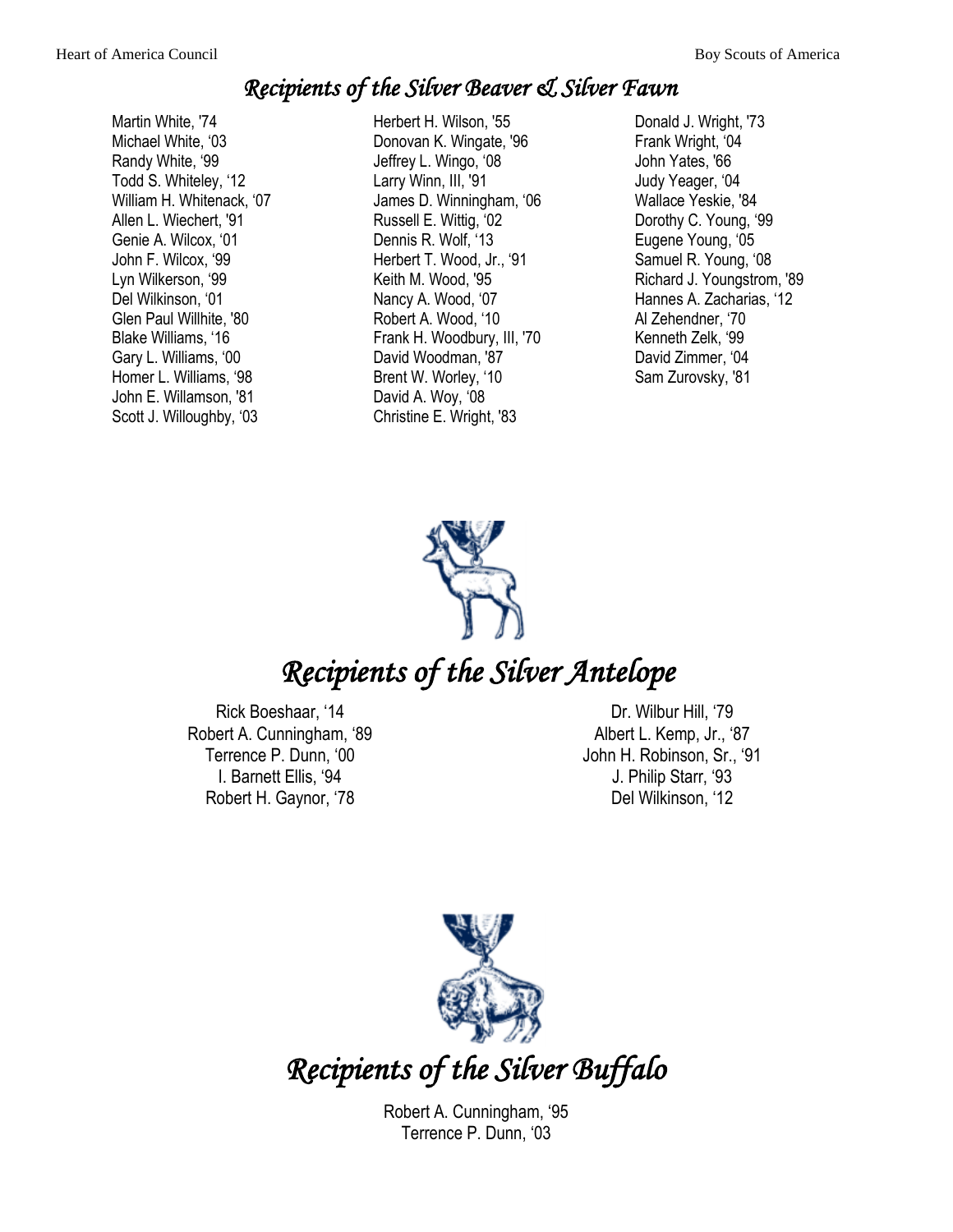## *Recipients of the Silver Beaver & Silver Fawn*

Martin White, '74
Michael White, '03
Randy White, '99
Todd S. Whiteley, '12
William H. Whitenack, '07
Allen L. Wiechert, '91
Genie A. Wilcox, '01
John F. Wilcox, '99
Lyn Wilkerson, '99
Del Wilkinson, '01
Glen Paul Willhite, '80
Blake Williams, '16
Gary L. Williams, '00
Homer L. Williams, '98
John E. Willamson, '81
Scott J. Willoughby, '03
Herbert H. Wilson, '55
Donovan K. Wingate, '96
Jeffrey L. Wingo, '08
Larry Winn, III, '91
James D. Winningham, '06
Russell E. Wittig, '02
Dennis R. Wolf, '13
Herbert T. Wood, Jr., '91
Keith M. Wood, '95
Nancy A. Wood, '07
Robert A. Wood, '10
Frank H. Woodbury, III, '70
David Woodman, '87
Brent W. Worley, '10
David A. Woy, '08
Christine E. Wright, '83
Donald J. Wright, '73
Frank Wright, '04
John Yates, '66
Judy Yeager, '04
Wallace Yeskie, '84
Dorothy C. Young, '99
Eugene Young, '05
Samuel R. Young, '08
Richard J. Youngstrom, '89
Hannes A. Zacharias, '12
Al Zehendner, '70
Kenneth Zelk, '99
David Zimmer, '04
Sam Zurovsky, '81

## *Recipients of the Silver Antelope*

Rick Boeshaar, '14
Robert A. Cunningham, '89
Terrence P. Dunn, '00
I. Barnett Ellis, '94
Robert H. Gaynor, '78
Dr. Wilbur Hill, '79
Albert L. Kemp, Jr., '87
John H. Robinson, Sr., '91
J. Philip Starr, '93
Del Wilkinson, '12

## *Recipients of the Silver Buffalo*

Robert A. Cunningham, '95
Terrence P. Dunn, '03